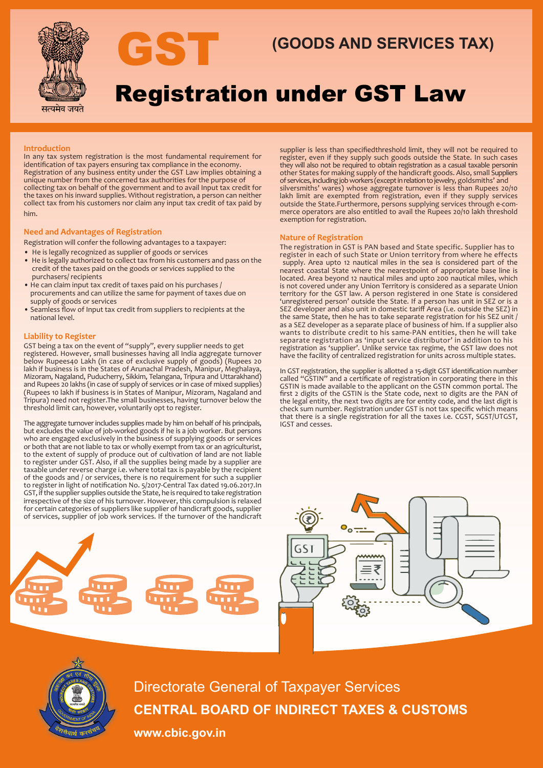# GST (GOODS AND SERVICES TAX)

# Registration under GST Law

## Introduction

In any tax system registration is the most fundamental requirement for identification of tax payers ensuring tax compliance in the economy. Registration of any business entity under the GST Law implies obtaining a unique number from the concerned tax authorities for the purpose of collecting tax on behalf of the government and to avail Input tax credit for the taxes on his inward supplies. Without registration, a person can neither collect tax from his customers nor claim any input tax credit of tax paid by him.

## Need and Advantages of Registration

Registration will confer the following advantages to a taxpayer:

- He is legally recognized as supplier of goods or services
- He is legally authorized to collect tax from his customers and pass on the credit of the taxes paid on the goods or services supplied to the purchasers/ recipients
- He can claim input tax credit of taxes paid on his purchases / procurements and can utilize the same for payment of taxes due on supply of goods or services
- Seamless flow of Input tax credit from suppliers to recipients at the national level.

## Liability to Register

GST being a tax on the event of "supply", every supplier needs to get registered. However, small businesses having all India aggregate turnover below Rupees40 Lakh (in case of exclusive supply of goods) (Rupees 20 lakh if business is in the States of Arunachal Pradesh, Manipur, Meghalaya, Mizoram, Nagaland, Puducherry, Sikkim, Telangana, Tripura and Uttarakhand) and Rupees 20 lakhs (in case of supply of services or in case of mixed supplies) (Rupees 10 lakh if business is in States of Manipur, Mizoram, Nagaland and Tripura) need not register.The small businesses, having turnover below the threshold limit can, however, voluntarily opt to register.

The aggregate turnover includes supplies made by him on behalf of his principals, but excludes the value of job-worked goods if he is a job worker. But persons who are engaged exclusively in the business of supplying goods or services or both that are not liable to tax or wholly exempt from tax or an agriculturist, to the extent of supply of produce out of cultivation of land are not liable to register under GST. Also, if all the supplies being made by a supplier are taxable under reverse charge i.e. where total tax is payable by the recipient of the goods and / or services, there is no requirement for such a supplier to register in light of notification No. 5/2017-Central Tax dated 19.06.2017.In GST, if the supplier supplies outside the State, he is required to take registration irrespective of the size of his turnover. However, this compulsion is relaxed for certain categories of suppliers like supplier of handicraft goods, supplier of services, supplier of job work services. If the turnover of the handicraft supplier is less than specifiedthreshold limit, they will not be required to register, even if they supply such goods outside the State. In such cases they will also not be required to obtain registration as a casual taxable personin other States for making supply of the handicraft goods. Also, small Suppliers of services, including job workers (except in relation to jewelry, goldsmiths' and silversmiths' wares) whose aggregate turnover is less than Rupees 20/10 lakh limit are exempted from registration, even if they supply services outside the State.Furthermore, persons supplying services through e-commerce operators are also entitled to avail the Rupees 20/10 lakh threshold exemption for registration.

## Nature of Registration

The registration in GST is PAN based and State specific. Supplier has to register in each of such State or Union territory from where he effects supply. Area upto 12 nautical miles in the sea is considered part of the nearest coastal State where the nearestpoint of appropriate base line is located. Area beyond 12 nautical miles and upto 200 nautical miles, which is not covered under any Union Territory is considered as a separate Union territory for the GST law. A person registered in one State is considered 'unregistered person' outside the State. If a person has unit in SEZ or is a SEZ developer and also unit in domestic tariff Area (i.e. outside the SEZ) in the same State, then he has to take separate registration for his SEZ unit / as a SEZ developer as a separate place of business of him. If a supplier also wants to distribute credit to his same-PAN entities, then he will take separate registration as 'input service distributor' in addition to his registration as 'supplier'. Unlike service tax regime, the GST law does not have the facility of centralized registration for units across multiple states.

In GST registration, the supplier is allotted a 15-digit GST identification number called "GSTIN" and a certificate of registration in corporating there in this GSTIN is made available to the applicant on the GSTN common portal. The first 2 digits of the GSTIN is the State code, next 10 digits are the PAN of the legal entity, the next two digits are for entity code, and the last digit is check sum number. Registration under GST is not tax specific which means that there is a single registration for all the taxes i.e. CGST, SGST/UTGST, IGST and cesses.

Directorate General of Taxpayer Services

**CENTRAL BOARD OF INDIRECT TAXES & CUSTOMS**

**www.cbic.gov.in**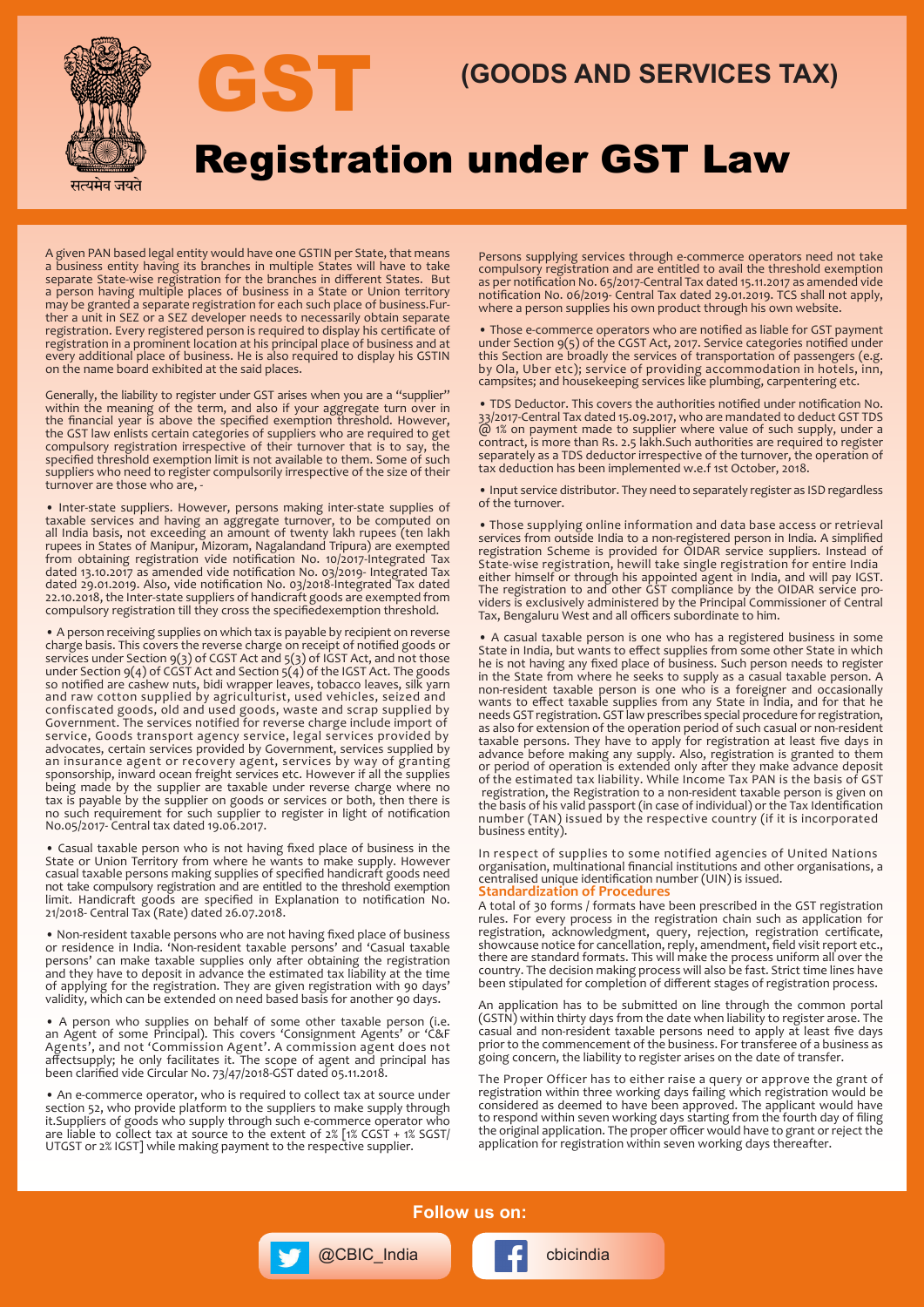# GST

## (GOODS AND SERVICES TAX)

# Registration under GST Law

A given PAN based legal entity would have one GSTIN per State, that means a business entity having its branches in multiple States will have to take separate State-wise registration for the branches in different States. But a person having multiple places of business in a State or Union territory may be granted a separate registration for each such place of business. Further a unit in SEZ or a SEZ developer needs to necessarily obtain separate registration. Every registered person is required to display his certificate of registration in a prominent location at his principal place of business and at every additional place of business. He is also required to display his GSTIN on the name board exhibited at the said places.

Generally, the liability to register under GST arises when you are a "supplier" within the meaning of the term, and also if your aggregate turn over in the financial year is above the specified exemption threshold. However, the GST law enlists certain categories of suppliers who are required to get compulsory registration irrespective of their turnover that is to say, the specified threshold exemption limit is not available to them. Some of such suppliers who need to register compulsorily irrespective of the size of their turnover are those who are, -

- Inter-state suppliers. However, persons making inter-state supplies of taxable services and having an aggregate turnover, to be computed on all India basis, not exceeding an amount of twenty lakh rupees (ten lakh rupees in States of Manipur, Mizoram, Nagalandand Tripura) are exempted from obtaining registration vide notification No. 10/2017-Integrated Tax dated 13.10.2017 as amended vide notification No. 03/2019- Integrated Tax dated 29.01.2019. Also, vide notification No. 03/2018-Integrated Tax dated 22.10.2018, the Inter-state suppliers of handicraft goods are exempted from compulsory registration till they cross the specifiedexemption threshold.

- A person receiving supplies on which tax is payable by recipient on reverse charge basis. This covers the reverse charge on receipt of notified goods or services under Section 9(3) of CGST Act and 5(3) of IGST Act, and not those under Section 9(4) of CGST Act and Section 5(4) of the IGST Act. The goods so notified are cashew nuts, bidi wrapper leaves, tobacco leaves, silk yarn and raw cotton supplied by agriculturist, used vehicles, seized and confiscated goods, old and used goods, waste and scrap supplied by Government. The services notified for reverse charge include import of service, Goods transport agency service, legal services provided by advocates, certain services provided by Government, services supplied by an insurance agent or recovery agent, services by way of granting sponsorship, inward ocean freight services etc. However if all the supplies being made by the supplier are taxable under reverse charge where no tax is payable by the supplier on goods or services or both, then there is no such requirement for such supplier to register in light of notification No.05/2017- Central tax dated 19.06.2017.

- Casual taxable person who is not having fixed place of business in the State or Union Territory from where he wants to make supply. However casual taxable persons making supplies of specified handicraft goods need not take compulsory registration and are entitled to the threshold exemption limit. Handicraft goods are specified in Explanation to notification No. 21/2018- Central Tax (Rate) dated 26.07.2018.

- Non-resident taxable persons who are not having fixed place of business or residence in India. 'Non-resident taxable persons' and 'Casual taxable persons' can make taxable supplies only after obtaining the registration and they have to deposit in advance the estimated tax liability at the time of applying for the registration. They are given registration with 90 days' validity, which can be extended on need based basis for another 90 days.

- A person who supplies on behalf of some other taxable person (i.e. an Agent of some Principal). This covers 'Consignment Agents' or 'C&F Agents', and not 'Commission Agent'. A commission agent does not affectsupply; he only facilitates it. The scope of agent and principal has been clarified vide Circular No. 73/47/2018-GST dated 05.11.2018.

- An e-commerce operator, who is required to collect tax at source under section 52, who provide platform to the suppliers to make supply through it.Suppliers of goods who supply through such e-commerce operator who are liable to collect tax at source to the extent of 2% [1% CGST + 1% SGST/ UTGST or 2% IGST] while making payment to the respective supplier.

Persons supplying services through e-commerce operators need not take compulsory registration and are entitled to avail the threshold exemption as per notification No. 65/2017-Central Tax dated 15.11.2017 as amended vide notification No. 06/2019- Central Tax dated 29.01.2019. TCS shall not apply, where a person supplies his own product through his own website.

- Those e-commerce operators who are notified as liable for GST payment under Section 9(5) of the CGST Act, 2017. Service categories notified under this Section are broadly the services of transportation of passengers (e.g. by Ola, Uber etc); service of providing accommodation in hotels, inn, campsites; and housekeeping services like plumbing, carpentering etc.

- TDS Deductor. This covers the authorities notified under notification No. 33/2017-Central Tax dated 15.09.2017, who are mandated to deduct GST TDS @ 1% on payment made to supplier where value of such supply, under a contract, is more than Rs. 2.5 lakh.Such authorities are required to register separately as a TDS deductor irrespective of the turnover, the operation of tax deduction has been implemented w.e.f 1st October, 2018.

- Input service distributor. They need to separately register as ISD regardless of the turnover.

- Those supplying online information and data base access or retrieval services from outside India to a non-registered person in India. A simplified registration Scheme is provided for OIDAR service suppliers. Instead of State-wise registration, hewill take single registration for entire India either himself or through his appointed agent in India, and will pay IGST. The registration to and other GST compliance by the OIDAR service providers is exclusively administered by the Principal Commissioner of Central Tax, Bengaluru West and all officers subordinate to him.

- A casual taxable person is one who has a registered business in some State in India, but wants to effect supplies from some other State in which he is not having any fixed place of business. Such person needs to register in the State from where he seeks to supply as a casual taxable person. A non-resident taxable person is one who is a foreigner and occasionally wants to effect taxable supplies from any State in India, and for that he needs GST registration. GST law prescribes special procedure for registration, as also for extension of the operation period of such casual or non-resident taxable persons. They have to apply for registration at least five days in advance before making any supply. Also, registration is granted to them or period of operation is extended only after they make advance deposit of the estimated tax liability. While Income Tax PAN is the basis of GST registration, the Registration to a non-resident taxable person is given on the basis of his valid passport (in case of individual) or the Tax Identification number (TAN) issued by the respective country (if it is incorporated business entity).

In respect of supplies to some notified agencies of United Nations organisation, multinational financial institutions and other organisations, a centralised unique identification number (UIN) is issued.

### Standardization of Procedures

A total of 30 forms / formats have been prescribed in the GST registration rules. For every process in the registration chain such as application for registration, acknowledgment, query, rejection, registration certificate, showcause notice for cancellation, reply, amendment, field visit report etc., there are standard formats. This will make the process uniform all over the country. The decision making process will also be fast. Strict time lines have been stipulated for completion of different stages of registration process.

An application has to be submitted on line through the common portal (GSTN) within thirty days from the date when liability to register arose. The casual and non-resident taxable persons need to apply at least five days prior to the commencement of the business. For transferee of a business as going concern, the liability to register arises on the date of transfer.

The Proper Officer has to either raise a query or approve the grant of registration within three working days failing which registration would be considered as deemed to have been approved. The applicant would have to respond within seven working days starting from the fourth day of filing the original application. The proper officer would have to grant or reject the application for registration within seven working days thereafter.

**Follow us on:**

@CBIC_India

cbicindia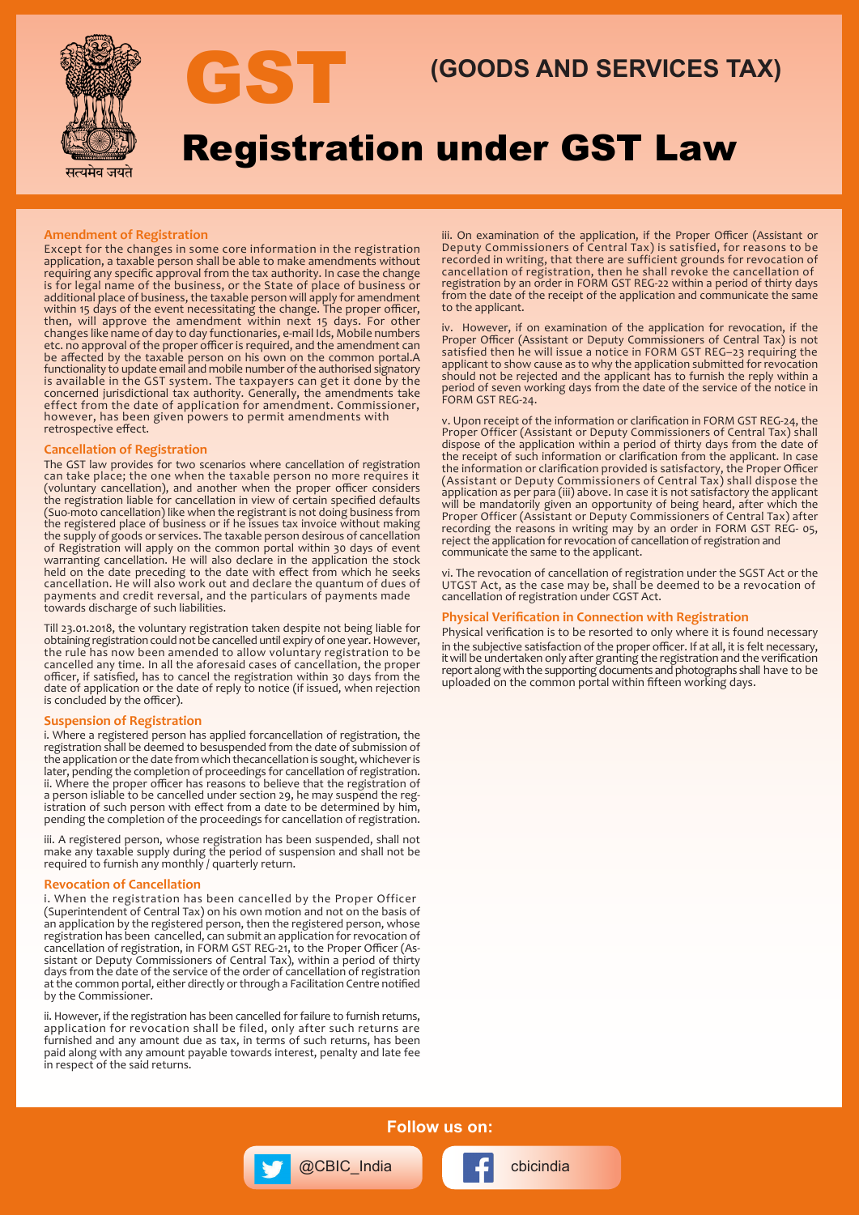सत्यमेव जयते

# GST (GOODS AND SERVICES TAX)

# Registration under GST Law

## Amendment of Registration

Except for the changes in some core information in the registration application, a taxable person shall be able to make amendments without requiring any specific approval from the tax authority. In case the change is for legal name of the business, or the State of place of business or additional place of business, the taxable person will apply for amendment within 15 days of the event necessitating the change. The proper officer, then, will approve the amendment within next 15 days. For other changes like name of day to day functionaries, e-mail Ids, Mobile numbers etc. no approval of the proper officer is required, and the amendment can be affected by the taxable person on his own on the common portal.A functionality to update email and mobile number of the authorised signatory is available in the GST system. The taxpayers can get it done by the concerned jurisdictional tax authority. Generally, the amendments take effect from the date of application for amendment. Commissioner, however, has been given powers to permit amendments with retrospective effect.

## Cancellation of Registration

The GST law provides for two scenarios where cancellation of registration can take place; the one when the taxable person no more requires it (voluntary cancellation), and another when the proper officer considers the registration liable for cancellation in view of certain specified defaults (Suo-moto cancellation) like when the registrant is not doing business from the registered place of business or if he issues tax invoice without making the supply of goods or services. The taxable person desirous of cancellation of Registration will apply on the common portal within 30 days of event warranting cancellation. He will also declare in the application the stock held on the date preceding to the date with effect from which he seeks cancellation. He will also work out and declare the quantum of dues of payments and credit reversal, and the particulars of payments made towards discharge of such liabilities.

Till 23.01.2018, the voluntary registration taken despite not being liable for obtaining registration could not be cancelled until expiry of one year. However, the rule has now been amended to allow voluntary registration to be cancelled any time. In all the aforesaid cases of cancellation, the proper officer, if satisfied, has to cancel the registration within 30 days from the date of application or the date of reply to notice (if issued, when rejection is concluded by the officer).

## Suspension of Registration

i. Where a registered person has applied forcancellation of registration, the registration shall be deemed to besuspended from the date of submission of the application or the date from which thecancellation is sought, whichever is later, pending the completion of proceedings for cancellation of registration.
ii. Where the proper officer has reasons to believe that the registration of a person isliable to be cancelled under section 29, he may suspend the registration of such person with effect from a date to be determined by him, pending the completion of the proceedings for cancellation of registration.

iii. A registered person, whose registration has been suspended, shall not make any taxable supply during the period of suspension and shall not be required to furnish any monthly / quarterly return.

## Revocation of Cancellation

i. When the registration has been cancelled by the Proper Officer (Superintendent of Central Tax) on his own motion and not on the basis of an application by the registered person, then the registered person, whose registration has been cancelled, can submit an application for revocation of cancellation of registration, in FORM GST REG-21, to the Proper Officer (Assistant or Deputy Commissioners of Central Tax), within a period of thirty days from the date of the service of the order of cancellation of registration at the common portal, either directly or through a Facilitation Centre notified by the Commissioner.

ii. However, if the registration has been cancelled for failure to furnish returns, application for revocation shall be filed, only after such returns are furnished and any amount due as tax, in terms of such returns, has been paid along with any amount payable towards interest, penalty and late fee in respect of the said returns.

iii. On examination of the application, if the Proper Officer (Assistant or Deputy Commissioners of Central Tax) is satisfied, for reasons to be recorded in writing, that there are sufficient grounds for revocation of cancellation of registration, then he shall revoke the cancellation of registration by an order in FORM GST REG-22 within a period of thirty days from the date of the receipt of the application and communicate the same to the applicant.

iv. However, if on examination of the application for revocation, if the Proper Officer (Assistant or Deputy Commissioners of Central Tax) is not satisfied then he will issue a notice in FORM GST REG–23 requiring the applicant to show cause as to why the application submitted for revocation should not be rejected and the applicant has to furnish the reply within a period of seven working days from the date of the service of the notice in FORM GST REG-24.

v. Upon receipt of the information or clarification in FORM GST REG-24, the Proper Officer (Assistant or Deputy Commissioners of Central Tax) shall dispose of the application within a period of thirty days from the date of the receipt of such information or clarification from the applicant. In case the information or clarification provided is satisfactory, the Proper Officer (Assistant or Deputy Commissioners of Central Tax) shall dispose the application as per para (iii) above. In case it is not satisfactory the applicant will be mandatorily given an opportunity of being heard, after which the Proper Officer (Assistant or Deputy Commissioners of Central Tax) after recording the reasons in writing may by an order in FORM GST REG- 05, reject the application for revocation of cancellation of registration and communicate the same to the applicant.

vi. The revocation of cancellation of registration under the SGST Act or the UTGST Act, as the case may be, shall be deemed to be a revocation of cancellation of registration under CGST Act.

## Physical Verification in Connection with Registration

Physical verification is to be resorted to only where it is found necessary in the subjective satisfaction of the proper officer. If at all, it is felt necessary, it will be undertaken only after granting the registration and the verification report along with the supporting documents and photographs shall have to be uploaded on the common portal within fifteen working days.

Follow us on:

@CBIC_India

cbicindia